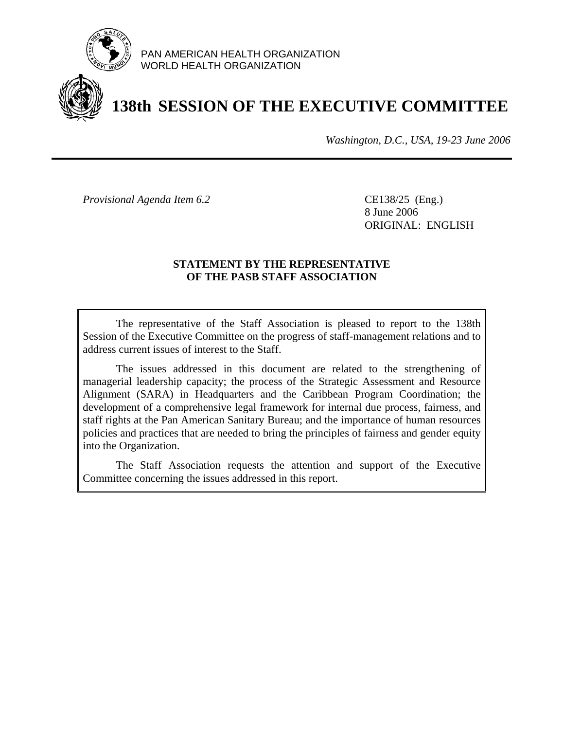PAN AMERICAN HEALTH ORGANIZATION
WORLD HEALTH ORGANIZATION

# 138th SESSION OF THE EXECUTIVE COMMITTEE

*Washington, D.C., USA, 19-23 June 2006*

---

*Provisional Agenda Item 6.2*

CE138/25 (Eng.)
8 June 2006
ORIGINAL: ENGLISH

## STATEMENT BY THE REPRESENTATIVE OF THE PASB STAFF ASSOCIATION

The representative of the Staff Association is pleased to report to the 138th Session of the Executive Committee on the progress of staff-management relations and to address current issues of interest to the Staff.

The issues addressed in this document are related to the strengthening of managerial leadership capacity; the process of the Strategic Assessment and Resource Alignment (SARA) in Headquarters and the Caribbean Program Coordination; the development of a comprehensive legal framework for internal due process, fairness, and staff rights at the Pan American Sanitary Bureau; and the importance of human resources policies and practices that are needed to bring the principles of fairness and gender equity into the Organization.

The Staff Association requests the attention and support of the Executive Committee concerning the issues addressed in this report.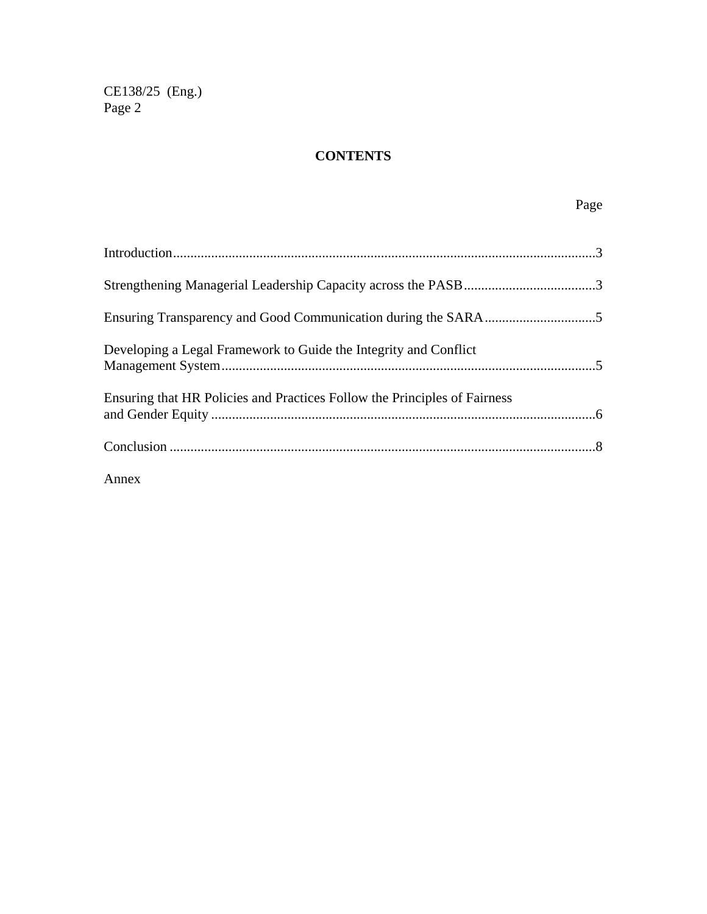## CONTENTS

| | Page |
|---|---|
| Introduction | 3 |
| Strengthening Managerial Leadership Capacity across the PASB | 3 |
| Ensuring Transparency and Good Communication during the SARA | 5 |
| Developing a Legal Framework to Guide the Integrity and Conflict Management System | 5 |
| Ensuring that HR Policies and Practices Follow the Principles of Fairness and Gender Equity | 6 |
| Conclusion | 8 |
| Annex | |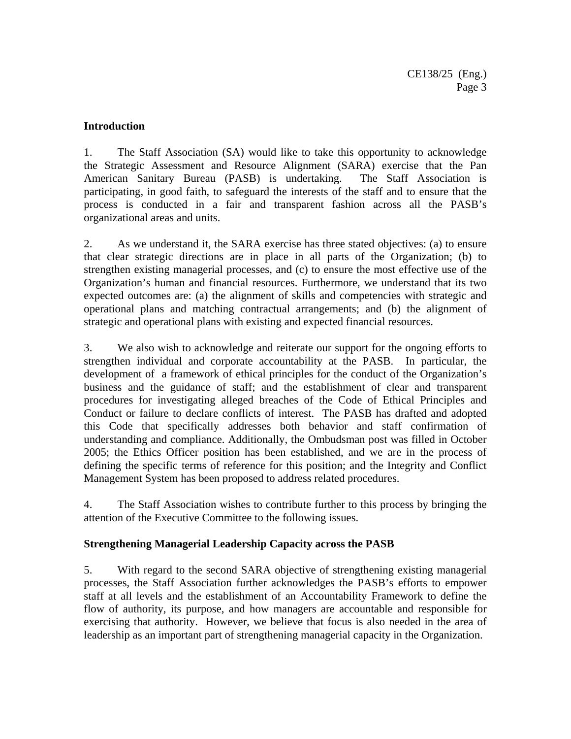## Introduction

1. The Staff Association (SA) would like to take this opportunity to acknowledge the Strategic Assessment and Resource Alignment (SARA) exercise that the Pan American Sanitary Bureau (PASB) is undertaking. The Staff Association is participating, in good faith, to safeguard the interests of the staff and to ensure that the process is conducted in a fair and transparent fashion across all the PASB's organizational areas and units.

2. As we understand it, the SARA exercise has three stated objectives: (a) to ensure that clear strategic directions are in place in all parts of the Organization; (b) to strengthen existing managerial processes, and (c) to ensure the most effective use of the Organization's human and financial resources. Furthermore, we understand that its two expected outcomes are: (a) the alignment of skills and competencies with strategic and operational plans and matching contractual arrangements; and (b) the alignment of strategic and operational plans with existing and expected financial resources.

3. We also wish to acknowledge and reiterate our support for the ongoing efforts to strengthen individual and corporate accountability at the PASB. In particular, the development of a framework of ethical principles for the conduct of the Organization's business and the guidance of staff; and the establishment of clear and transparent procedures for investigating alleged breaches of the Code of Ethical Principles and Conduct or failure to declare conflicts of interest. The PASB has drafted and adopted this Code that specifically addresses both behavior and staff confirmation of understanding and compliance. Additionally, the Ombudsman post was filled in October 2005; the Ethics Officer position has been established, and we are in the process of defining the specific terms of reference for this position; and the Integrity and Conflict Management System has been proposed to address related procedures.

4. The Staff Association wishes to contribute further to this process by bringing the attention of the Executive Committee to the following issues.

## Strengthening Managerial Leadership Capacity across the PASB

5. With regard to the second SARA objective of strengthening existing managerial processes, the Staff Association further acknowledges the PASB's efforts to empower staff at all levels and the establishment of an Accountability Framework to define the flow of authority, its purpose, and how managers are accountable and responsible for exercising that authority. However, we believe that focus is also needed in the area of leadership as an important part of strengthening managerial capacity in the Organization.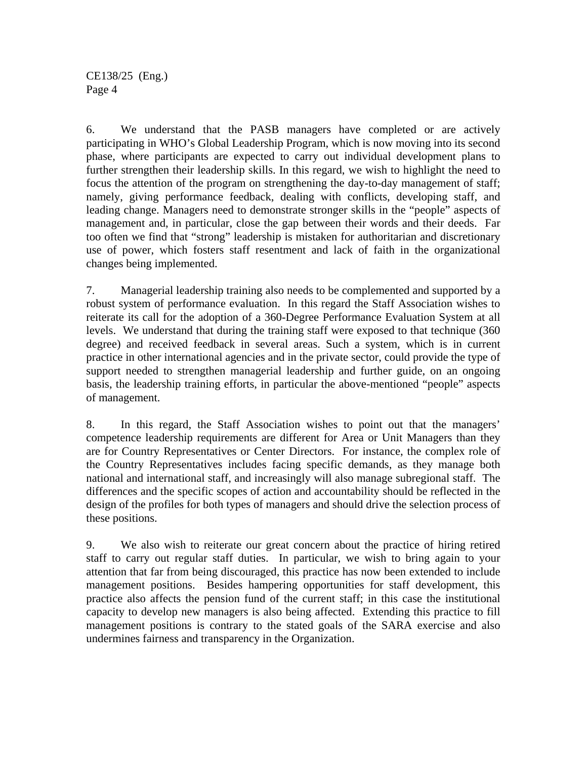6. We understand that the PASB managers have completed or are actively participating in WHO's Global Leadership Program, which is now moving into its second phase, where participants are expected to carry out individual development plans to further strengthen their leadership skills. In this regard, we wish to highlight the need to focus the attention of the program on strengthening the day-to-day management of staff; namely, giving performance feedback, dealing with conflicts, developing staff, and leading change. Managers need to demonstrate stronger skills in the "people" aspects of management and, in particular, close the gap between their words and their deeds. Far too often we find that "strong" leadership is mistaken for authoritarian and discretionary use of power, which fosters staff resentment and lack of faith in the organizational changes being implemented.

7. Managerial leadership training also needs to be complemented and supported by a robust system of performance evaluation. In this regard the Staff Association wishes to reiterate its call for the adoption of a 360-Degree Performance Evaluation System at all levels. We understand that during the training staff were exposed to that technique (360 degree) and received feedback in several areas. Such a system, which is in current practice in other international agencies and in the private sector, could provide the type of support needed to strengthen managerial leadership and further guide, on an ongoing basis, the leadership training efforts, in particular the above-mentioned "people" aspects of management.

8. In this regard, the Staff Association wishes to point out that the managers' competence leadership requirements are different for Area or Unit Managers than they are for Country Representatives or Center Directors. For instance, the complex role of the Country Representatives includes facing specific demands, as they manage both national and international staff, and increasingly will also manage subregional staff. The differences and the specific scopes of action and accountability should be reflected in the design of the profiles for both types of managers and should drive the selection process of these positions.

9. We also wish to reiterate our great concern about the practice of hiring retired staff to carry out regular staff duties. In particular, we wish to bring again to your attention that far from being discouraged, this practice has now been extended to include management positions. Besides hampering opportunities for staff development, this practice also affects the pension fund of the current staff; in this case the institutional capacity to develop new managers is also being affected. Extending this practice to fill management positions is contrary to the stated goals of the SARA exercise and also undermines fairness and transparency in the Organization.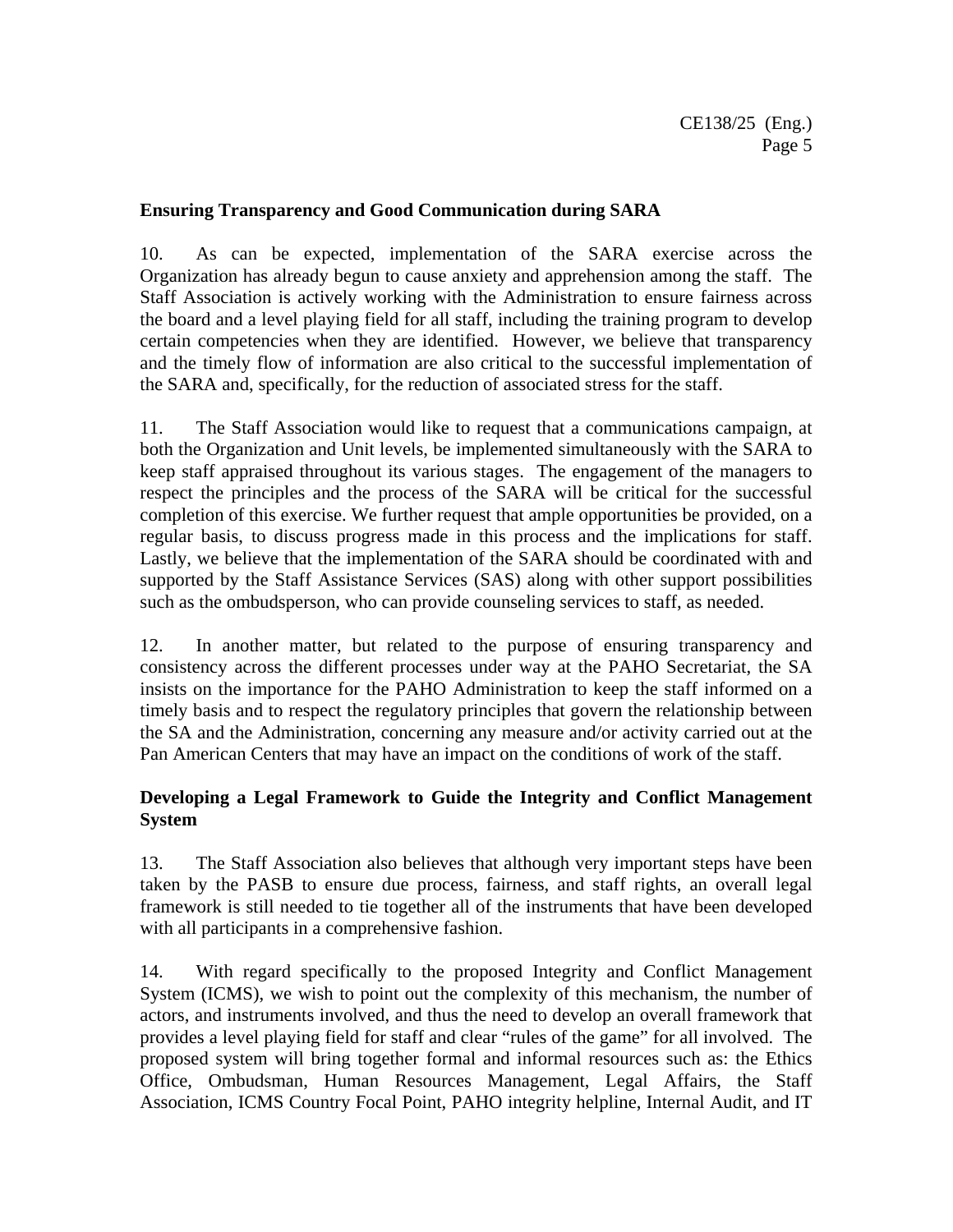**Ensuring Transparency and Good Communication during SARA**

10. As can be expected, implementation of the SARA exercise across the Organization has already begun to cause anxiety and apprehension among the staff. The Staff Association is actively working with the Administration to ensure fairness across the board and a level playing field for all staff, including the training program to develop certain competencies when they are identified. However, we believe that transparency and the timely flow of information are also critical to the successful implementation of the SARA and, specifically, for the reduction of associated stress for the staff.

11. The Staff Association would like to request that a communications campaign, at both the Organization and Unit levels, be implemented simultaneously with the SARA to keep staff appraised throughout its various stages. The engagement of the managers to respect the principles and the process of the SARA will be critical for the successful completion of this exercise. We further request that ample opportunities be provided, on a regular basis, to discuss progress made in this process and the implications for staff. Lastly, we believe that the implementation of the SARA should be coordinated with and supported by the Staff Assistance Services (SAS) along with other support possibilities such as the ombudsperson, who can provide counseling services to staff, as needed.

12. In another matter, but related to the purpose of ensuring transparency and consistency across the different processes under way at the PAHO Secretariat, the SA insists on the importance for the PAHO Administration to keep the staff informed on a timely basis and to respect the regulatory principles that govern the relationship between the SA and the Administration, concerning any measure and/or activity carried out at the Pan American Centers that may have an impact on the conditions of work of the staff.

**Developing a Legal Framework to Guide the Integrity and Conflict Management System**

13. The Staff Association also believes that although very important steps have been taken by the PASB to ensure due process, fairness, and staff rights, an overall legal framework is still needed to tie together all of the instruments that have been developed with all participants in a comprehensive fashion.

14. With regard specifically to the proposed Integrity and Conflict Management System (ICMS), we wish to point out the complexity of this mechanism, the number of actors, and instruments involved, and thus the need to develop an overall framework that provides a level playing field for staff and clear "rules of the game" for all involved. The proposed system will bring together formal and informal resources such as: the Ethics Office, Ombudsman, Human Resources Management, Legal Affairs, the Staff Association, ICMS Country Focal Point, PAHO integrity helpline, Internal Audit, and IT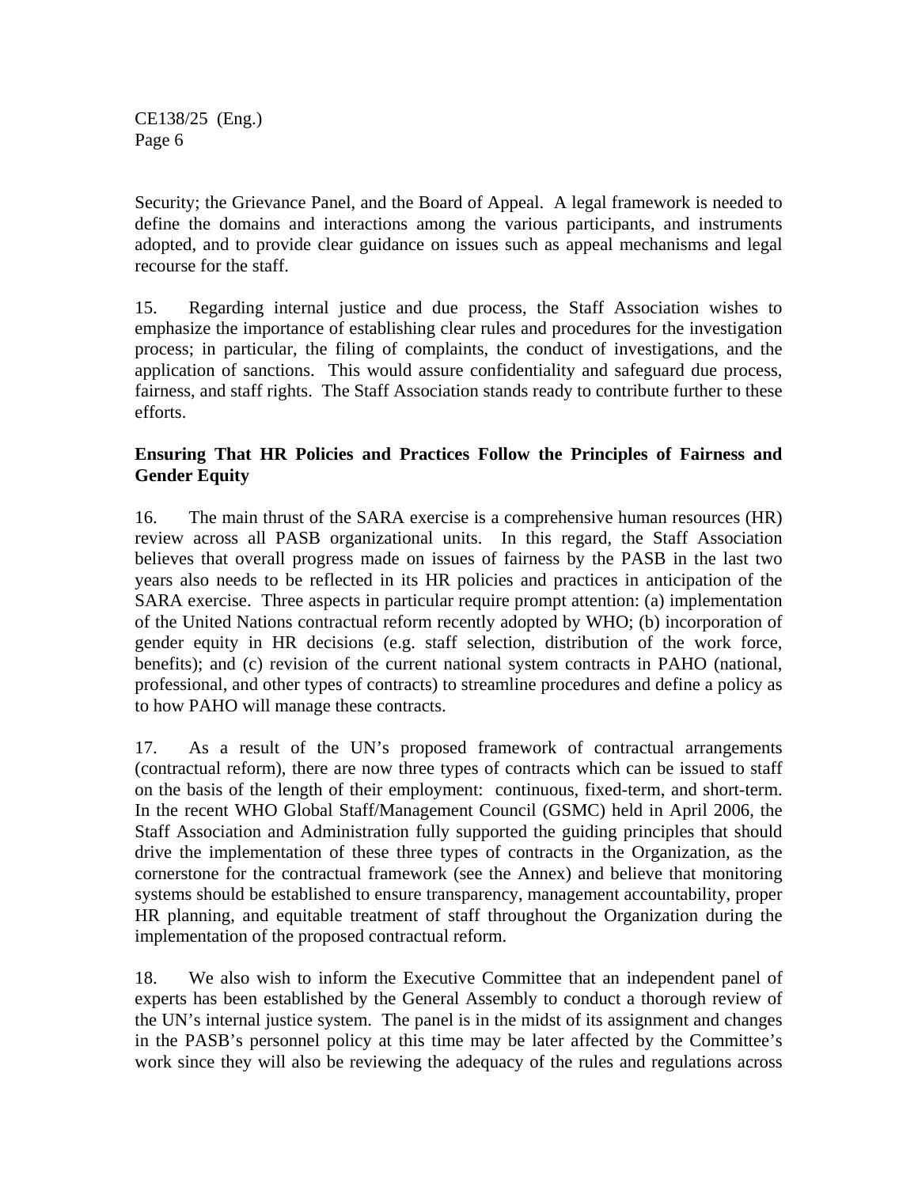Security; the Grievance Panel, and the Board of Appeal. A legal framework is needed to define the domains and interactions among the various participants, and instruments adopted, and to provide clear guidance on issues such as appeal mechanisms and legal recourse for the staff.

15. Regarding internal justice and due process, the Staff Association wishes to emphasize the importance of establishing clear rules and procedures for the investigation process; in particular, the filing of complaints, the conduct of investigations, and the application of sanctions. This would assure confidentiality and safeguard due process, fairness, and staff rights. The Staff Association stands ready to contribute further to these efforts.

**Ensuring That HR Policies and Practices Follow the Principles of Fairness and Gender Equity**

16. The main thrust of the SARA exercise is a comprehensive human resources (HR) review across all PASB organizational units. In this regard, the Staff Association believes that overall progress made on issues of fairness by the PASB in the last two years also needs to be reflected in its HR policies and practices in anticipation of the SARA exercise. Three aspects in particular require prompt attention: (a) implementation of the United Nations contractual reform recently adopted by WHO; (b) incorporation of gender equity in HR decisions (e.g. staff selection, distribution of the work force, benefits); and (c) revision of the current national system contracts in PAHO (national, professional, and other types of contracts) to streamline procedures and define a policy as to how PAHO will manage these contracts.

17. As a result of the UN's proposed framework of contractual arrangements (contractual reform), there are now three types of contracts which can be issued to staff on the basis of the length of their employment: continuous, fixed-term, and short-term. In the recent WHO Global Staff/Management Council (GSMC) held in April 2006, the Staff Association and Administration fully supported the guiding principles that should drive the implementation of these three types of contracts in the Organization, as the cornerstone for the contractual framework (see the Annex) and believe that monitoring systems should be established to ensure transparency, management accountability, proper HR planning, and equitable treatment of staff throughout the Organization during the implementation of the proposed contractual reform.

18. We also wish to inform the Executive Committee that an independent panel of experts has been established by the General Assembly to conduct a thorough review of the UN's internal justice system. The panel is in the midst of its assignment and changes in the PASB's personnel policy at this time may be later affected by the Committee's work since they will also be reviewing the adequacy of the rules and regulations across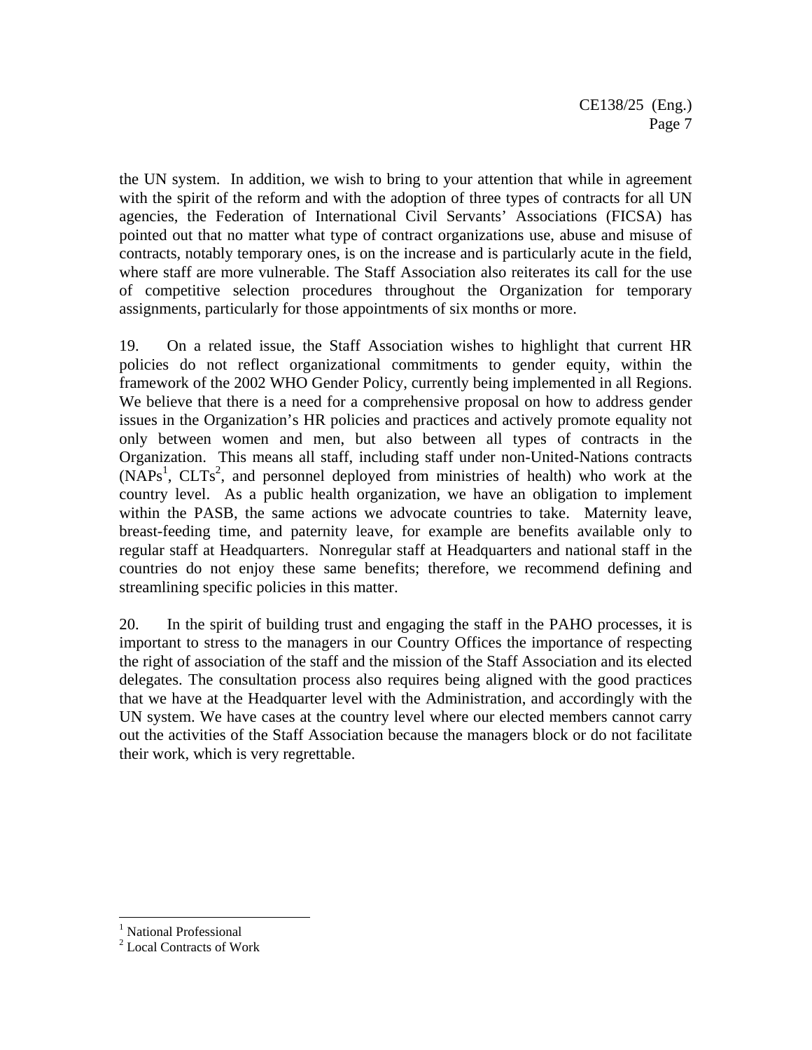the UN system. In addition, we wish to bring to your attention that while in agreement with the spirit of the reform and with the adoption of three types of contracts for all UN agencies, the Federation of International Civil Servants' Associations (FICSA) has pointed out that no matter what type of contract organizations use, abuse and misuse of contracts, notably temporary ones, is on the increase and is particularly acute in the field, where staff are more vulnerable. The Staff Association also reiterates its call for the use of competitive selection procedures throughout the Organization for temporary assignments, particularly for those appointments of six months or more.

19. On a related issue, the Staff Association wishes to highlight that current HR policies do not reflect organizational commitments to gender equity, within the framework of the 2002 WHO Gender Policy, currently being implemented in all Regions. We believe that there is a need for a comprehensive proposal on how to address gender issues in the Organization's HR policies and practices and actively promote equality not only between women and men, but also between all types of contracts in the Organization. This means all staff, including staff under non-United-Nations contracts (NAPs[1], CLTs[2], and personnel deployed from ministries of health) who work at the country level. As a public health organization, we have an obligation to implement within the PASB, the same actions we advocate countries to take. Maternity leave, breast-feeding time, and paternity leave, for example are benefits available only to regular staff at Headquarters. Nonregular staff at Headquarters and national staff in the countries do not enjoy these same benefits; therefore, we recommend defining and streamlining specific policies in this matter.

20. In the spirit of building trust and engaging the staff in the PAHO processes, it is important to stress to the managers in our Country Offices the importance of respecting the right of association of the staff and the mission of the Staff Association and its elected delegates. The consultation process also requires being aligned with the good practices that we have at the Headquarter level with the Administration, and accordingly with the UN system. We have cases at the country level where our elected members cannot carry out the activities of the Staff Association because the managers block or do not facilitate their work, which is very regrettable.

[1] National Professional

[2] Local Contracts of Work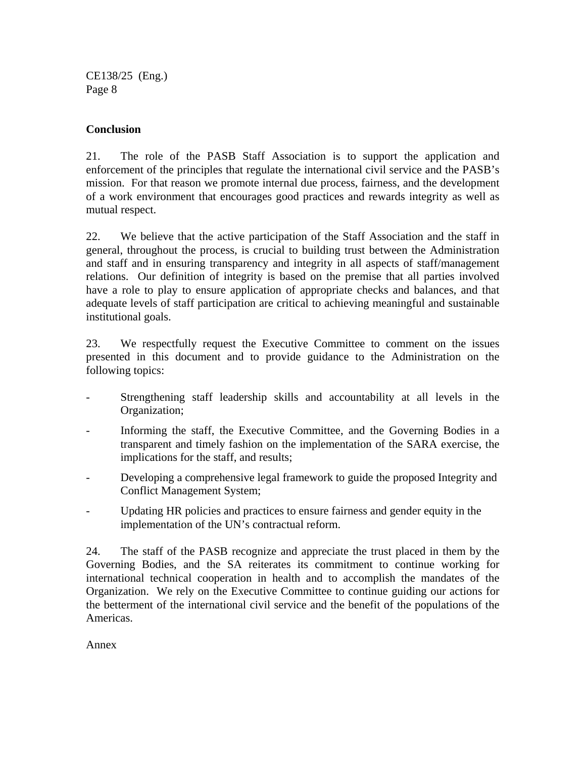## Conclusion

21. The role of the PASB Staff Association is to support the application and enforcement of the principles that regulate the international civil service and the PASB's mission. For that reason we promote internal due process, fairness, and the development of a work environment that encourages good practices and rewards integrity as well as mutual respect.

22. We believe that the active participation of the Staff Association and the staff in general, throughout the process, is crucial to building trust between the Administration and staff and in ensuring transparency and integrity in all aspects of staff/management relations. Our definition of integrity is based on the premise that all parties involved have a role to play to ensure application of appropriate checks and balances, and that adequate levels of staff participation are critical to achieving meaningful and sustainable institutional goals.

23. We respectfully request the Executive Committee to comment on the issues presented in this document and to provide guidance to the Administration on the following topics:

- Strengthening staff leadership skills and accountability at all levels in the Organization;
- Informing the staff, the Executive Committee, and the Governing Bodies in a transparent and timely fashion on the implementation of the SARA exercise, the implications for the staff, and results;
- Developing a comprehensive legal framework to guide the proposed Integrity and Conflict Management System;
- Updating HR policies and practices to ensure fairness and gender equity in the implementation of the UN's contractual reform.

24. The staff of the PASB recognize and appreciate the trust placed in them by the Governing Bodies, and the SA reiterates its commitment to continue working for international technical cooperation in health and to accomplish the mandates of the Organization. We rely on the Executive Committee to continue guiding our actions for the betterment of the international civil service and the benefit of the populations of the Americas.

Annex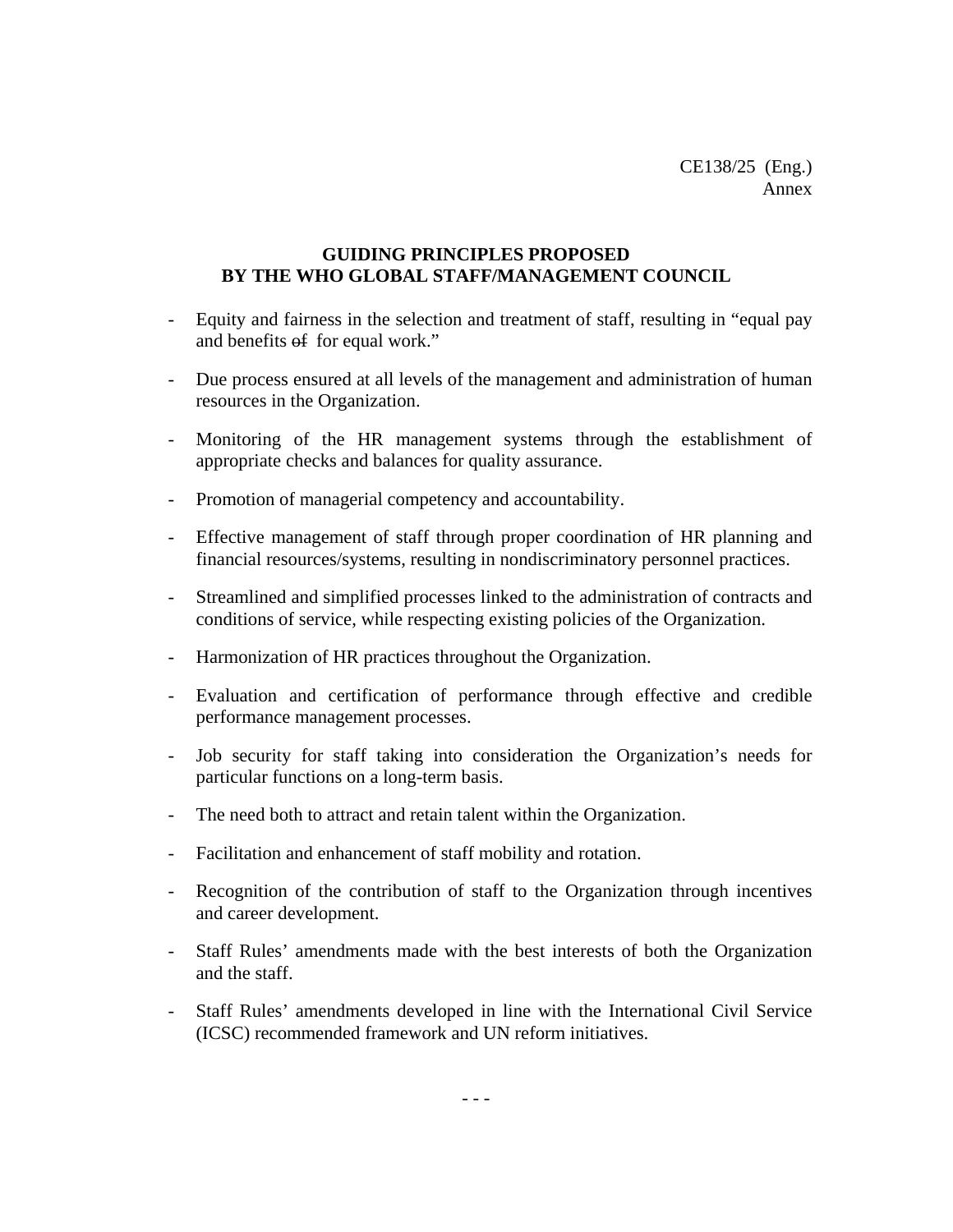CE138/25 (Eng.)
Annex

## GUIDING PRINCIPLES PROPOSED BY THE WHO GLOBAL STAFF/MANAGEMENT COUNCIL

- Equity and fairness in the selection and treatment of staff, resulting in "equal pay and benefits ~~of~~ for equal work."
- Due process ensured at all levels of the management and administration of human resources in the Organization.
- Monitoring of the HR management systems through the establishment of appropriate checks and balances for quality assurance.
- Promotion of managerial competency and accountability.
- Effective management of staff through proper coordination of HR planning and financial resources/systems, resulting in nondiscriminatory personnel practices.
- Streamlined and simplified processes linked to the administration of contracts and conditions of service, while respecting existing policies of the Organization.
- Harmonization of HR practices throughout the Organization.
- Evaluation and certification of performance through effective and credible performance management processes.
- Job security for staff taking into consideration the Organization's needs for particular functions on a long-term basis.
- The need both to attract and retain talent within the Organization.
- Facilitation and enhancement of staff mobility and rotation.
- Recognition of the contribution of staff to the Organization through incentives and career development.
- Staff Rules' amendments made with the best interests of both the Organization and the staff.
- Staff Rules' amendments developed in line with the International Civil Service (ICSC) recommended framework and UN reform initiatives.

- - -